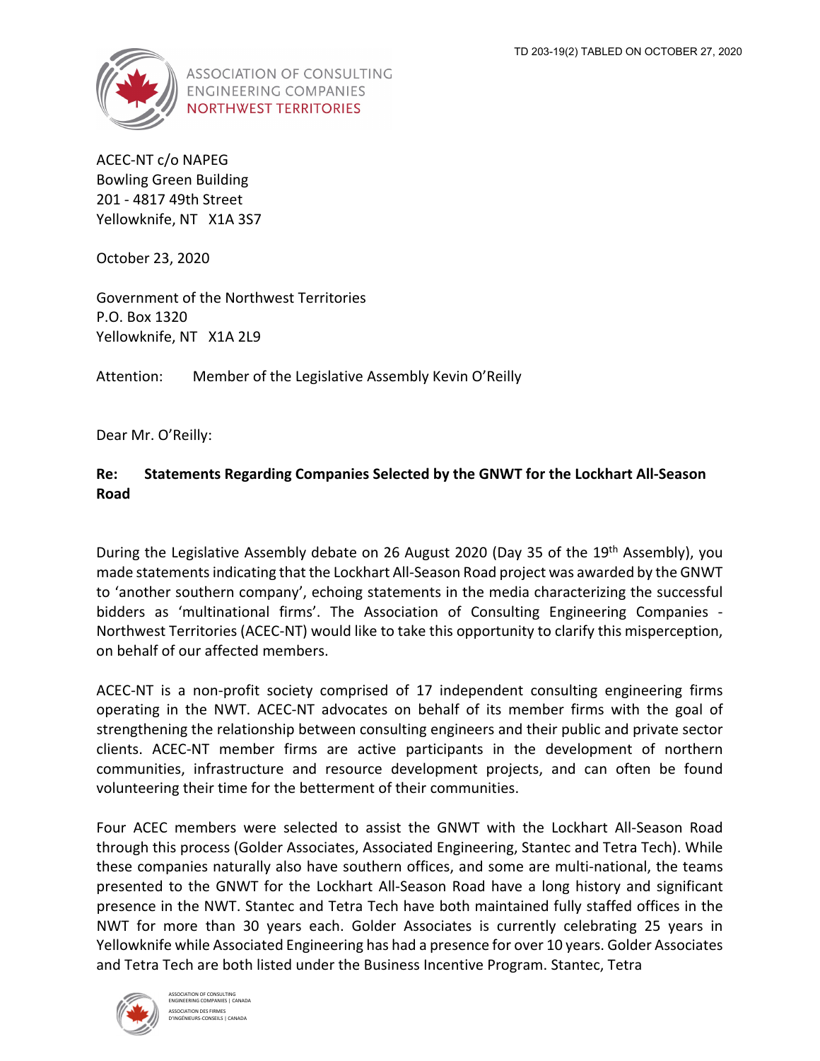TD 203-19(2) TABLED ON OCTOBER 27, 2020

ASSOCIATION OF CONSULTING
ENGINEERING COMPANIES
NORTHWEST TERRITORIES

ACEC-NT c/o NAPEG
Bowling Green Building
201 - 4817 49th Street
Yellowknife, NT X1A 3S7

October 23, 2020

Government of the Northwest Territories
P.O. Box 1320
Yellowknife, NT X1A 2L9

Attention: Member of the Legislative Assembly Kevin O'Reilly

Dear Mr. O'Reilly:

**Re: Statements Regarding Companies Selected by the GNWT for the Lockhart All-Season Road**

During the Legislative Assembly debate on 26 August 2020 (Day 35 of the 19th Assembly), you made statements indicating that the Lockhart All-Season Road project was awarded by the GNWT to 'another southern company', echoing statements in the media characterizing the successful bidders as 'multinational firms'. The Association of Consulting Engineering Companies - Northwest Territories (ACEC-NT) would like to take this opportunity to clarify this misperception, on behalf of our affected members.

ACEC-NT is a non-profit society comprised of 17 independent consulting engineering firms operating in the NWT. ACEC-NT advocates on behalf of its member firms with the goal of strengthening the relationship between consulting engineers and their public and private sector clients. ACEC-NT member firms are active participants in the development of northern communities, infrastructure and resource development projects, and can often be found volunteering their time for the betterment of their communities.

Four ACEC members were selected to assist the GNWT with the Lockhart All-Season Road through this process (Golder Associates, Associated Engineering, Stantec and Tetra Tech). While these companies naturally also have southern offices, and some are multi-national, the teams presented to the GNWT for the Lockhart All-Season Road have a long history and significant presence in the NWT. Stantec and Tetra Tech have both maintained fully staffed offices in the NWT for more than 30 years each. Golder Associates is currently celebrating 25 years in Yellowknife while Associated Engineering has had a presence for over 10 years. Golder Associates and Tetra Tech are both listed under the Business Incentive Program. Stantec, Tetra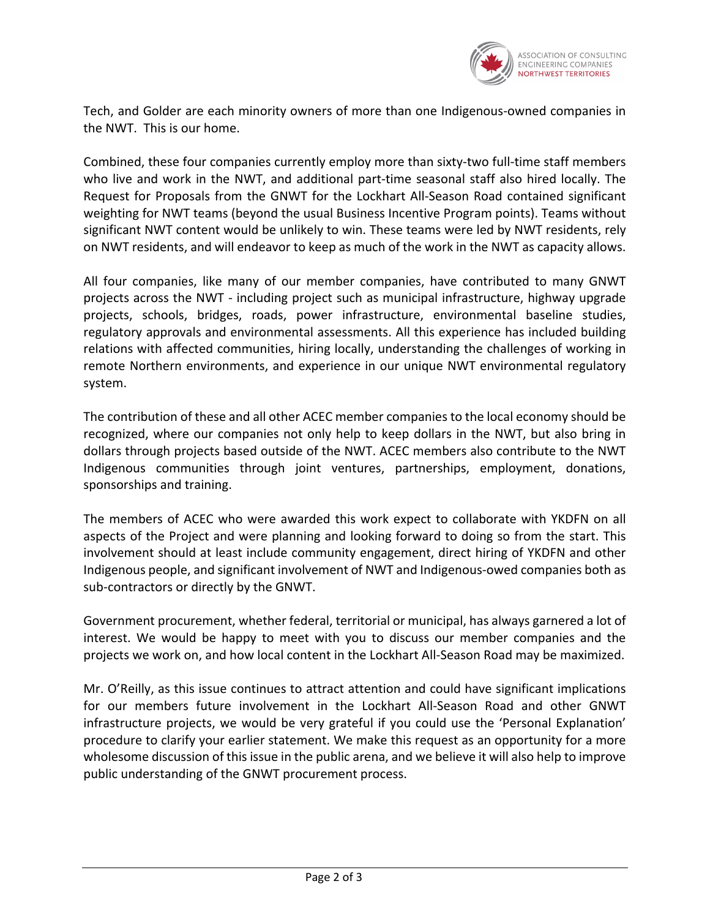Tech, and Golder are each minority owners of more than one Indigenous-owned companies in the NWT. This is our home.

Combined, these four companies currently employ more than sixty-two full-time staff members who live and work in the NWT, and additional part-time seasonal staff also hired locally. The Request for Proposals from the GNWT for the Lockhart All-Season Road contained significant weighting for NWT teams (beyond the usual Business Incentive Program points). Teams without significant NWT content would be unlikely to win. These teams were led by NWT residents, rely on NWT residents, and will endeavor to keep as much of the work in the NWT as capacity allows.

All four companies, like many of our member companies, have contributed to many GNWT projects across the NWT - including project such as municipal infrastructure, highway upgrade projects, schools, bridges, roads, power infrastructure, environmental baseline studies, regulatory approvals and environmental assessments. All this experience has included building relations with affected communities, hiring locally, understanding the challenges of working in remote Northern environments, and experience in our unique NWT environmental regulatory system.

The contribution of these and all other ACEC member companies to the local economy should be recognized, where our companies not only help to keep dollars in the NWT, but also bring in dollars through projects based outside of the NWT. ACEC members also contribute to the NWT Indigenous communities through joint ventures, partnerships, employment, donations, sponsorships and training.

The members of ACEC who were awarded this work expect to collaborate with YKDFN on all aspects of the Project and were planning and looking forward to doing so from the start. This involvement should at least include community engagement, direct hiring of YKDFN and other Indigenous people, and significant involvement of NWT and Indigenous-owed companies both as sub-contractors or directly by the GNWT.

Government procurement, whether federal, territorial or municipal, has always garnered a lot of interest. We would be happy to meet with you to discuss our member companies and the projects we work on, and how local content in the Lockhart All-Season Road may be maximized.

Mr. O'Reilly, as this issue continues to attract attention and could have significant implications for our members future involvement in the Lockhart All-Season Road and other GNWT infrastructure projects, we would be very grateful if you could use the 'Personal Explanation' procedure to clarify your earlier statement. We make this request as an opportunity for a more wholesome discussion of this issue in the public arena, and we believe it will also help to improve public understanding of the GNWT procurement process.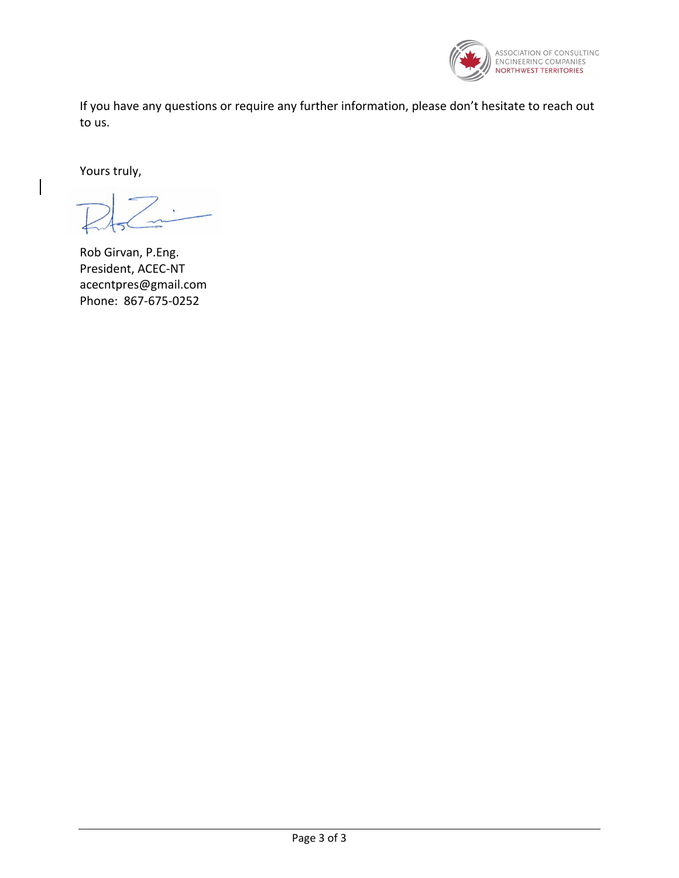If you have any questions or require any further information, please don't hesitate to reach out to us.

Yours truly,

Rob Girvan, P.Eng.
President, ACEC-NT
acecntpres@gmail.com
Phone: 867-675-0252